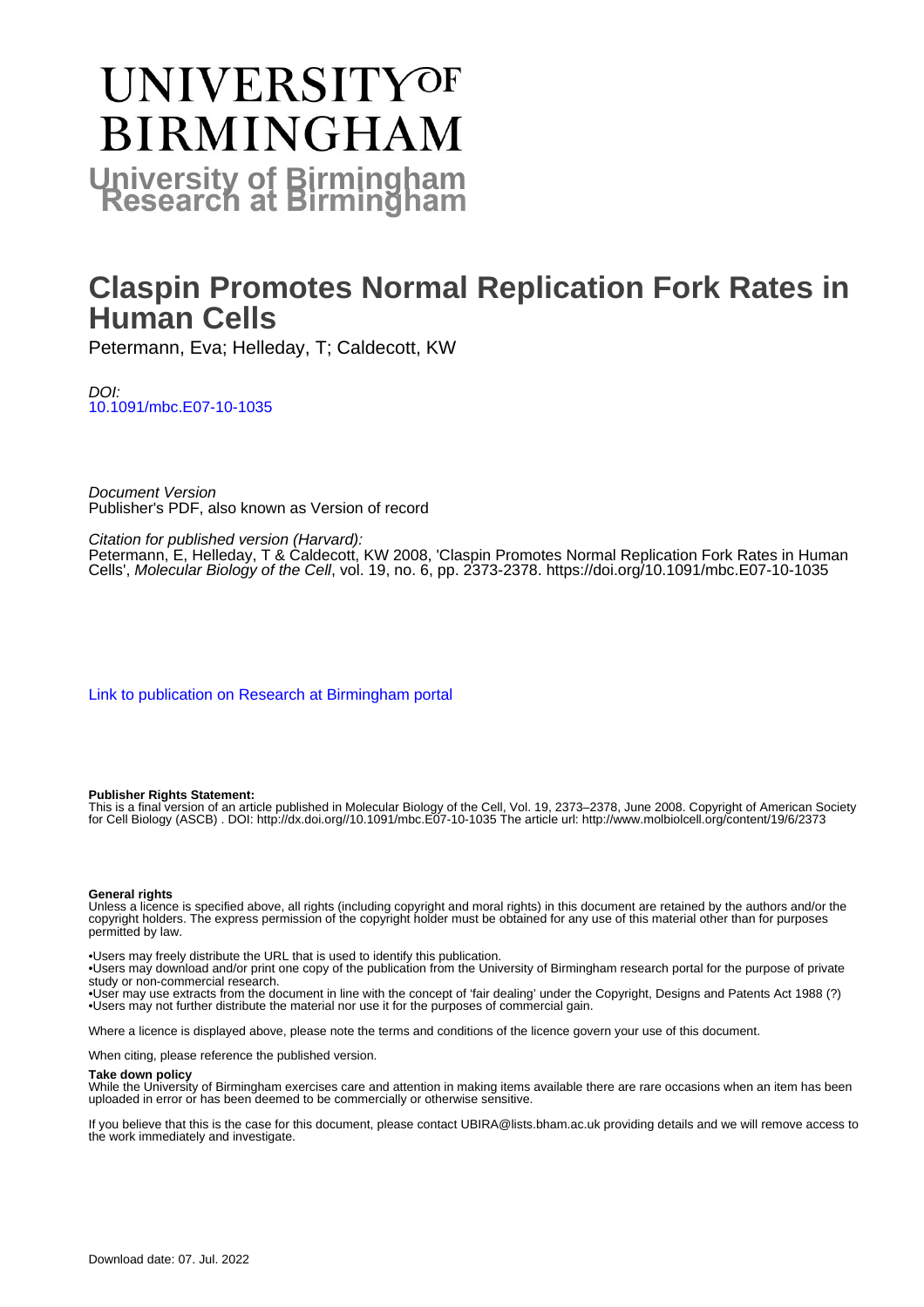# UNIVERSITY OF BIRMINGHAM

**University of Birmingham Research at Birmingham**

# Claspin Promotes Normal Replication Fork Rates in Human Cells

Petermann, Eva; Helleday, T; Caldecott, KW

*DOI:*
10.1091/mbc.E07-10-1035

*Document Version*
Publisher's PDF, also known as Version of record

*Citation for published version (Harvard):*
Petermann, E, Helleday, T & Caldecott, KW 2008, 'Claspin Promotes Normal Replication Fork Rates in Human Cells', *Molecular Biology of the Cell*, vol. 19, no. 6, pp. 2373-2378. https://doi.org/10.1091/mbc.E07-10-1035

Link to publication on Research at Birmingham portal

**Publisher Rights Statement:**
This is a final version of an article published in Molecular Biology of the Cell, Vol. 19, 2373–2378, June 2008. Copyright of American Society for Cell Biology (ASCB) . DOI: http://dx.doi.org//10.1091/mbc.E07-10-1035 The article url: http://www.molbiolcell.org/content/19/6/2373

**General rights**
Unless a licence is specified above, all rights (including copyright and moral rights) in this document are retained by the authors and/or the copyright holders. The express permission of the copyright holder must be obtained for any use of this material other than for purposes permitted by law.

•Users may freely distribute the URL that is used to identify this publication.
•Users may download and/or print one copy of the publication from the University of Birmingham research portal for the purpose of private study or non-commercial research.
•User may use extracts from the document in line with the concept of 'fair dealing' under the Copyright, Designs and Patents Act 1988 (?)
•Users may not further distribute the material nor use it for the purposes of commercial gain.

Where a licence is displayed above, please note the terms and conditions of the licence govern your use of this document.

When citing, please reference the published version.

**Take down policy**
While the University of Birmingham exercises care and attention in making items available there are rare occasions when an item has been uploaded in error or has been deemed to be commercially or otherwise sensitive.

If you believe that this is the case for this document, please contact UBIRA@lists.bham.ac.uk providing details and we will remove access to the work immediately and investigate.

Download date: 07. Jul. 2022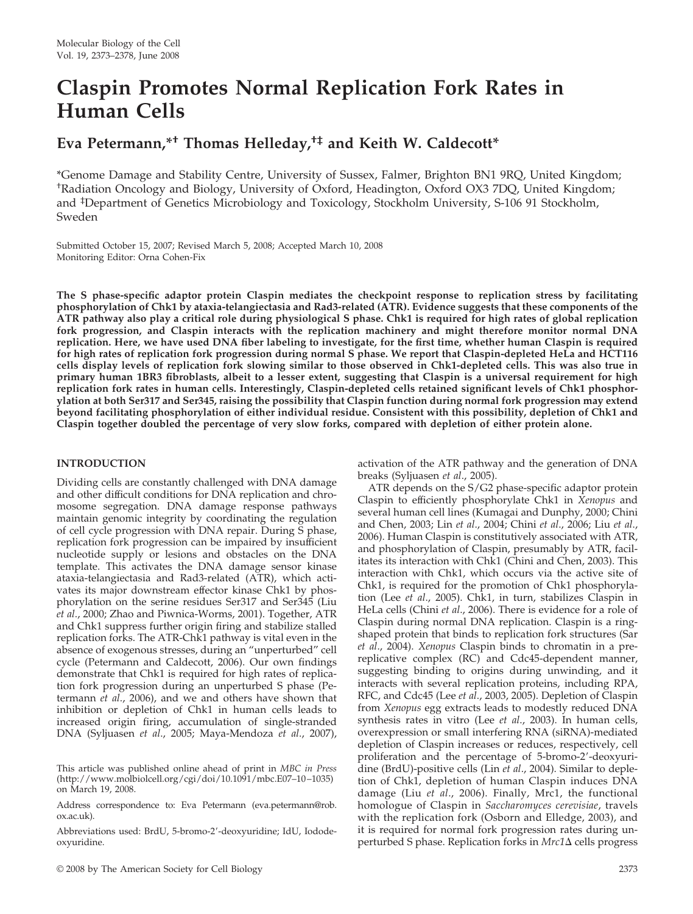# Claspin Promotes Normal Replication Fork Rates in Human Cells

**Eva Petermann,[*†] Thomas Helleday,[†‡] and Keith W. Caldecott[*]**

[*]Genome Damage and Stability Centre, University of Sussex, Falmer, Brighton BN1 9RQ, United Kingdom; [†]Radiation Oncology and Biology, University of Oxford, Headington, Oxford OX3 7DQ, United Kingdom; and [‡]Department of Genetics Microbiology and Toxicology, Stockholm University, S-106 91 Stockholm, Sweden

Submitted October 15, 2007; Revised March 5, 2008; Accepted March 10, 2008
Monitoring Editor: Orna Cohen-Fix

**The S phase-specific adaptor protein Claspin mediates the checkpoint response to replication stress by facilitating phosphorylation of Chk1 by ataxia-telangiectasia and Rad3-related (ATR). Evidence suggests that these components of the ATR pathway also play a critical role during physiological S phase. Chk1 is required for high rates of global replication fork progression, and Claspin interacts with the replication machinery and might therefore monitor normal DNA replication. Here, we have used DNA fiber labeling to investigate, for the first time, whether human Claspin is required for high rates of replication fork progression during normal S phase. We report that Claspin-depleted HeLa and HCT116 cells display levels of replication fork slowing similar to those observed in Chk1-depleted cells. This was also true in primary human 1BR3 fibroblasts, albeit to a lesser extent, suggesting that Claspin is a universal requirement for high replication fork rates in human cells. Interestingly, Claspin-depleted cells retained significant levels of Chk1 phosphorylation at both Ser317 and Ser345, raising the possibility that Claspin function during normal fork progression may extend beyond facilitating phosphorylation of either individual residue. Consistent with this possibility, depletion of Chk1 and Claspin together doubled the percentage of very slow forks, compared with depletion of either protein alone.**

## INTRODUCTION

Dividing cells are constantly challenged with DNA damage and other difficult conditions for DNA replication and chromosome segregation. DNA damage response pathways maintain genomic integrity by coordinating the regulation of cell cycle progression with DNA repair. During S phase, replication fork progression can be impaired by insufficient nucleotide supply or lesions and obstacles on the DNA template. This activates the DNA damage sensor kinase ataxia-telangiectasia and Rad3-related (ATR), which activates its major downstream effector kinase Chk1 by phosphorylation on the serine residues Ser317 and Ser345 (Liu *et al*., 2000; Zhao and Piwnica-Worms, 2001). Together, ATR and Chk1 suppress further origin firing and stabilize stalled replication forks. The ATR-Chk1 pathway is vital even in the absence of exogenous stresses, during an "unperturbed" cell cycle (Petermann and Caldecott, 2006). Our own findings demonstrate that Chk1 is required for high rates of replication fork progression during an unperturbed S phase (Petermann *et al*., 2006), and we and others have shown that inhibition or depletion of Chk1 in human cells leads to increased origin firing, accumulation of single-stranded DNA (Syljuasen *et al*., 2005; Maya-Mendoza *et al*., 2007), activation of the ATR pathway and the generation of DNA breaks (Syljuasen *et al*., 2005).

ATR depends on the S/G2 phase-specific adaptor protein Claspin to efficiently phosphorylate Chk1 in *Xenopus* and several human cell lines (Kumagai and Dunphy, 2000; Chini and Chen, 2003; Lin *et al*., 2004; Chini *et al*., 2006; Liu *et al*., 2006). Human Claspin is constitutively associated with ATR, and phosphorylation of Claspin, presumably by ATR, facilitates its interaction with Chk1 (Chini and Chen, 2003). This interaction with Chk1, which occurs via the active site of Chk1, is required for the promotion of Chk1 phosphorylation (Lee *et al*., 2005). Chk1, in turn, stabilizes Claspin in HeLa cells (Chini *et al*., 2006). There is evidence for a role of Claspin during normal DNA replication. Claspin is a ring-shaped protein that binds to replication fork structures (Sar *et al*., 2004). *Xenopus* Claspin binds to chromatin in a pre-replicative complex (RC) and Cdc45-dependent manner, suggesting binding to origins during unwinding, and it interacts with several replication proteins, including RPA, RFC, and Cdc45 (Lee *et al*., 2003, 2005). Depletion of Claspin from *Xenopus* egg extracts leads to modestly reduced DNA synthesis rates in vitro (Lee *et al*., 2003). In human cells, overexpression or small interfering RNA (siRNA)-mediated depletion of Claspin increases or reduces, respectively, cell proliferation and the percentage of 5-bromo-2′-deoxyuridine (BrdU)-positive cells (Lin *et al*., 2004). Similar to depletion of Chk1, depletion of human Claspin induces DNA damage (Liu *et al*., 2006). Finally, Mrc1, the functional homologue of Claspin in *Saccharomyces cerevisiae*, travels with the replication fork (Osborn and Elledge, 2003), and it is required for normal fork progression rates during unperturbed S phase. Replication forks in *Mrc1*Δ cells progress

This article was published online ahead of print in *MBC in Press* (http://www.molbiolcell.org/cgi/doi/10.1091/mbc.E07–10–1035) on March 19, 2008.

Address correspondence to: Eva Petermann (eva.petermann@rob.ox.ac.uk).

Abbreviations used: BrdU, 5-bromo-2′-deoxyuridine; IdU, Iododeoxyuridine.

© 2008 by The American Society for Cell Biology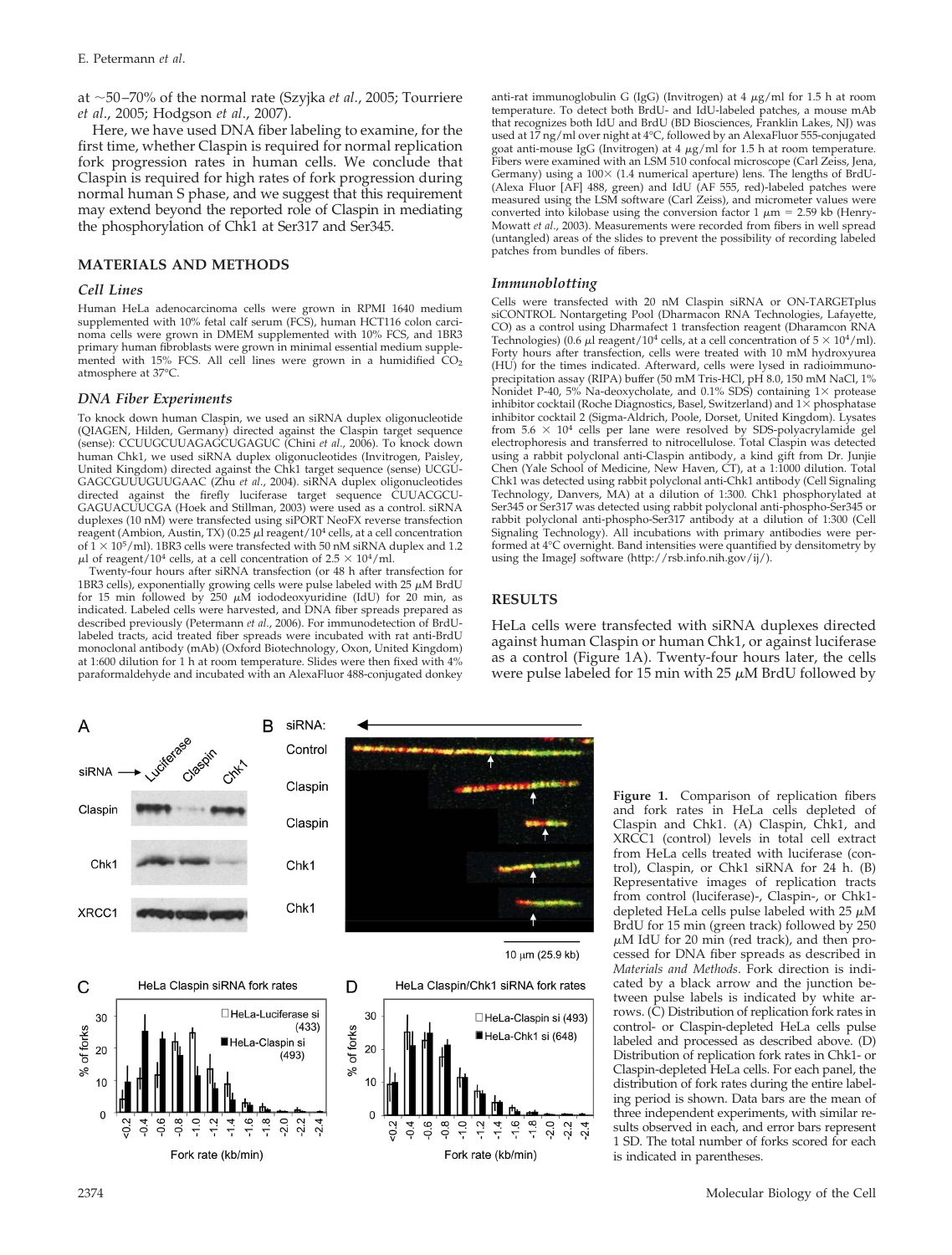at ~50–70% of the normal rate (Szyjka *et al.*, 2005; Tourriere *et al.*, 2005; Hodgson *et al.*, 2007).

Here, we have used DNA fiber labeling to examine, for the first time, whether Claspin is required for normal replication fork progression rates in human cells. We conclude that Claspin is required for high rates of fork progression during normal human S phase, and we suggest that this requirement may extend beyond the reported role of Claspin in mediating the phosphorylation of Chk1 at Ser317 and Ser345.

## MATERIALS AND METHODS

### Cell Lines

Human HeLa adenocarcinoma cells were grown in RPMI 1640 medium supplemented with 10% fetal calf serum (FCS), human HCT116 colon carcinoma cells were grown in DMEM supplemented with 10% FCS, and 1BR3 primary human fibroblasts were grown in minimal essential medium supplemented with 15% FCS. All cell lines were grown in a humidified $CO_2$ atmosphere at 37°C.

### DNA Fiber Experiments

To knock down human Claspin, we used an siRNA duplex oligonucleotide (QIAGEN, Hilden, Germany) directed against the Claspin target sequence (sense): CCUUGCUUAGAGCUGAGUC (Chini *et al.*, 2006). To knock down human Chk1, we used siRNA duplex oligonucleotides (Invitrogen, Paisley, United Kingdom) directed against the Chk1 target sequence (sense) UCGU-GAGCGUUUGUUGAAC (Zhu *et al.*, 2004). siRNA duplex oligonucleotides directed against the firefly luciferase target sequence CUUACGCU-GAGUACUUCGA (Hoek and Stillman, 2003) were used as a control. siRNA duplexes (10 nM) were transfected using siPORT NeoFX reverse transfection reagent (Ambion, Austin, TX) (0.25 μl reagent/$10^4$ cells, at a cell concentration of $1 \times 10^5$/ml). 1BR3 cells were transfected with 50 nM siRNA duplex and 1.2 μl of reagent/$10^4$ cells, at a cell concentration of $2.5 \times 10^4$/ml.

Twenty-four hours after siRNA transfection (or 48 h after transfection for 1BR3 cells), exponentially growing cells were pulse labeled with 25 μM BrdU for 15 min followed by 250 μM iododeoxyuridine (IdU) for 20 min, as indicated. Labeled cells were harvested, and DNA fiber spreads prepared as described previously (Petermann *et al.*, 2006). For immunodetection of BrdU-labeled tracts, acid treated fiber spreads were incubated with rat anti-BrdU monoclonal antibody (mAb) (Oxford Biotechnology, Oxon, United Kingdom) at 1:600 dilution for 1 h at room temperature. Slides were then fixed with 4% paraformaldehyde and incubated with an AlexaFluor 488-conjugated donkey anti-rat immunoglobulin G (IgG) (Invitrogen) at 4 μg/ml for 1.5 h at room temperature. To detect both BrdU- and IdU-labeled patches, a mouse mAb that recognizes both IdU and BrdU (BD Biosciences, Franklin Lakes, NJ) was used at 17 ng/ml over night at 4°C, followed by an AlexaFluor 555-conjugated goat anti-mouse IgG (Invitrogen) at 4 μg/ml for 1.5 h at room temperature. Fibers were examined with an LSM 510 confocal microscope (Carl Zeiss, Jena, Germany) using a 100× (1.4 numerical aperture) lens. The lengths of BrdU- (Alexa Fluor [AF] 488, green) and IdU (AF 555, red)-labeled patches were measured using the LSM software (Carl Zeiss), and micrometer values were converted into kilobase using the conversion factor 1 μm = 2.59 kb (Henry-Mowatt *et al.*, 2003). Measurements were recorded from fibers in well spread (untangled) areas of the slides to prevent the possibility of recording labeled patches from bundles of fibers.

### Immunoblotting

Cells were transfected with 20 nM Claspin siRNA or ON-TARGETplus siCONTROL Nontargeting Pool (Dharmacon RNA Technologies, Lafayette, CO) as a control using Dharmafect 1 transfection reagent (Dharamcon RNA Technologies) (0.6 μl reagent/$10^4$ cells, at a cell concentration of $5 \times 10^4$/ml). Forty hours after transfection, cells were treated with 10 mM hydroxyurea (HU) for the times indicated. Afterward, cells were lysed in radioimmunoprecipitation assay (RIPA) buffer (50 mM Tris-HCl, pH 8.0, 150 mM NaCl, 1% Nonidet P-40, 5% Na-deoxycholate, and 0.1% SDS) containing 1× protease inhibitor cocktail (Roche Diagnostics, Basel, Switzerland) and 1× phosphatase inhibitor cocktail 2 (Sigma-Aldrich, Poole, Dorset, United Kingdom). Lysates from $5.6 \times 10^4$ cells per lane were resolved by SDS-polyacrylamide gel electrophoresis and transferred to nitrocellulose. Total Claspin was detected using a rabbit polyclonal anti-Claspin antibody, a kind gift from Dr. Junjie Chen (Yale School of Medicine, New Haven, CT), at a 1:1000 dilution. Total Chk1 was detected using rabbit polyclonal anti-Chk1 antibody (Cell Signaling Technology, Danvers, MA) at a dilution of 1:300. Chk1 phosphorylated at Ser345 or Ser317 was detected using rabbit polyclonal anti-phospho-Ser345 or rabbit polyclonal anti-phospho-Ser317 antibody at a dilution of 1:300 (Cell Signaling Technology). All incubations with primary antibodies were performed at 4°C overnight. Band intensities were quantified by densitometry by using the ImageJ software (http://rsb.info.nih.gov/ij/).

## RESULTS

HeLa cells were transfected with siRNA duplexes directed against human Claspin or human Chk1, or against luciferase as a control (Figure 1A). Twenty-four hours later, the cells were pulse labeled for 15 min with 25 μM BrdU followed by

**Figure 1.** Comparison of replication fibers and fork rates in HeLa cells depleted of Claspin and Chk1. (A) Claspin, Chk1, and XRCC1 (control) levels in total cell extract from HeLa cells treated with luciferase (control), Claspin, or Chk1 siRNA for 24 h. (B) Representative images of replication tracts from control (luciferase)-, Claspin-, or Chk1-depleted HeLa cells pulse labeled with 25 μM BrdU for 15 min (green track) followed by 250 μM IdU for 20 min (red track), and then processed for DNA fiber spreads as described in *Materials and Methods*. Fork direction is indicated by a black arrow and the junction between pulse labels is indicated by white arrows. (C) Distribution of replication fork rates in control- or Claspin-depleted HeLa cells pulse labeled and processed as described above. (D) Distribution of replication fork rates in Chk1- or Claspin-depleted HeLa cells. For each panel, the distribution of fork rates during the entire labeling period is shown. Data bars are the mean of three independent experiments, with similar results observed in each, and error bars represent 1 SD. The total number of forks scored for each is indicated in parentheses.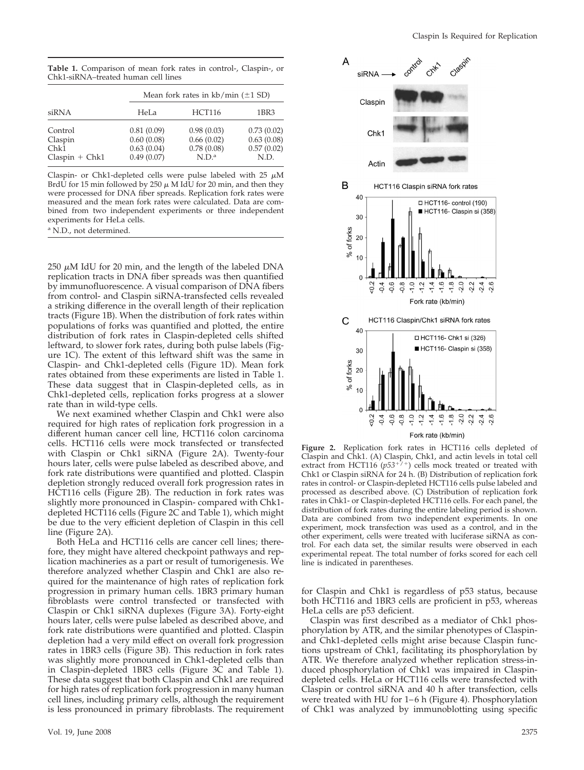**Table 1.** Comparison of mean fork rates in control-, Claspin-, or Chk1-siRNA–treated human cell lines

| siRNA | Mean fork rates in kb/min (±1 SD) | | |
|---|---|---|---|
| | HeLa | HCT116 | 1BR3 |
| Control | 0.81 (0.09) | 0.98 (0.03) | 0.73 (0.02) |
| Claspin | 0.60 (0.08) | 0.66 (0.02) | 0.63 (0.08) |
| Chk1 | 0.63 (0.04) | 0.78 (0.08) | 0.57 (0.02) |
| Claspin + Chk1 | 0.49 (0.07) | N.D.[a] | N.D. |

Claspin- or Chk1-depleted cells were pulse labeled with 25 μM BrdU for 15 min followed by 250 μ M IdU for 20 min, and then they were processed for DNA fiber spreads. Replication fork rates were measured and the mean fork rates were calculated. Data are combined from two independent experiments or three independent experiments for HeLa cells.

[a] N.D., not determined.

250 μM IdU for 20 min, and the length of the labeled DNA replication tracts in DNA fiber spreads was then quantified by immunofluorescence. A visual comparison of DNA fibers from control- and Claspin siRNA-transfected cells revealed a striking difference in the overall length of their replication tracts (Figure 1B). When the distribution of fork rates within populations of forks was quantified and plotted, the entire distribution of fork rates in Claspin-depleted cells shifted leftward, to slower fork rates, during both pulse labels (Figure 1C). The extent of this leftward shift was the same in Claspin- and Chk1-depleted cells (Figure 1D). Mean fork rates obtained from these experiments are listed in Table 1. These data suggest that in Claspin-depleted cells, as in Chk1-depleted cells, replication forks progress at a slower rate than in wild-type cells.

We next examined whether Claspin and Chk1 were also required for high rates of replication fork progression in a different human cancer cell line, HCT116 colon carcinoma cells. HCT116 cells were mock transfected or transfected with Claspin or Chk1 siRNA (Figure 2A). Twenty-four hours later, cells were pulse labeled as described above, and fork rate distributions were quantified and plotted. Claspin depletion strongly reduced overall fork progression rates in HCT116 cells (Figure 2B). The reduction in fork rates was slightly more pronounced in Claspin- compared with Chk1-depleted HCT116 cells (Figure 2C and Table 1), which might be due to the very efficient depletion of Claspin in this cell line (Figure 2A).

Both HeLa and HCT116 cells are cancer cell lines; therefore, they might have altered checkpoint pathways and replication machineries as a part or result of tumorigenesis. We therefore analyzed whether Claspin and Chk1 are also required for the maintenance of high rates of replication fork progression in primary human cells. 1BR3 primary human fibroblasts were control transfected or transfected with Claspin or Chk1 siRNA duplexes (Figure 3A). Forty-eight hours later, cells were pulse labeled as described above, and fork rate distributions were quantified and plotted. Claspin depletion had a very mild effect on overall fork progression rates in 1BR3 cells (Figure 3B). This reduction in fork rates was slightly more pronounced in Chk1-depleted cells than in Claspin-depleted 1BR3 cells (Figure 3C and Table 1). These data suggest that both Claspin and Chk1 are required for high rates of replication fork progression in many human cell lines, including primary cells, although the requirement is less pronounced in primary fibroblasts. The requirement for Claspin and Chk1 is regardless of p53 status, because both HCT116 and 1BR3 cells are proficient in p53, whereas HeLa cells are p53 deficient.

**Figure 2.** Replication fork rates in HCT116 cells depleted of Claspin and Chk1. (A) Claspin, Chk1, and actin levels in total cell extract from HCT116 ($p53^{+/+}$) cells mock treated or treated with Chk1 or Claspin siRNA for 24 h. (B) Distribution of replication fork rates in control- or Claspin-depleted HCT116 cells pulse labeled and processed as described above. (C) Distribution of replication fork rates in Chk1- or Claspin-depleted HCT116 cells. For each panel, the distribution of fork rates during the entire labeling period is shown. Data are combined from two independent experiments. In one experiment, mock transfection was used as a control, and in the other experiment, cells were treated with luciferase siRNA as control. For each data set, the similar results were observed in each experimental repeat. The total number of forks scored for each cell line is indicated in parentheses.

Claspin was first described as a mediator of Chk1 phosphorylation by ATR, and the similar phenotypes of Claspin- and Chk1-depleted cells might arise because Claspin functions upstream of Chk1, facilitating its phosphorylation by ATR. We therefore analyzed whether replication stress-induced phosphorylation of Chk1 was impaired in Claspin-depleted cells. HeLa or HCT116 cells were transfected with Claspin or control siRNA and 40 h after transfection, cells were treated with HU for 1–6 h (Figure 4). Phosphorylation of Chk1 was analyzed by immunoblotting using specific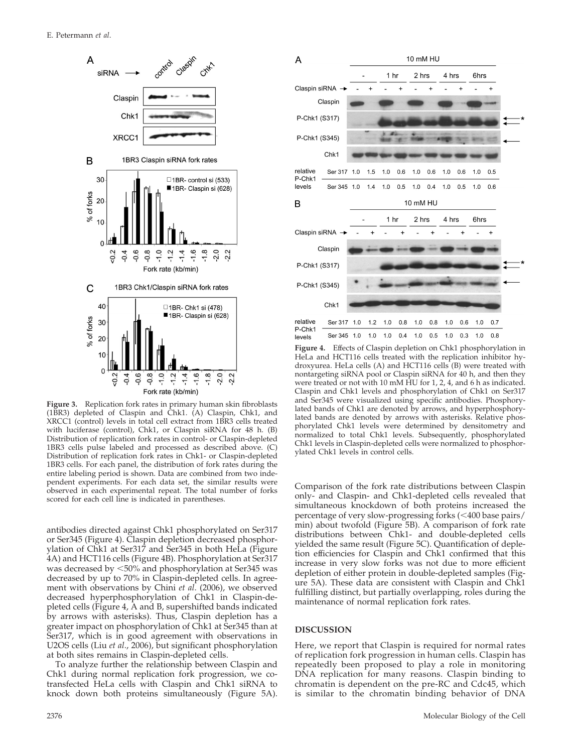**Figure 3.** Replication fork rates in primary human skin fibroblasts (1BR3) depleted of Claspin and Chk1. (A) Claspin, Chk1, and XRCC1 (control) levels in total cell extract from 1BR3 cells treated with luciferase (control), Chk1, or Claspin siRNA for 48 h. (B) Distribution of replication fork rates in control- or Claspin-depleted 1BR3 cells pulse labeled and processed as described above. (C) Distribution of replication fork rates in Chk1- or Claspin-depleted 1BR3 cells. For each panel, the distribution of fork rates during the entire labeling period is shown. Data are combined from two independent experiments. For each data set, the similar results were observed in each experimental repeat. The total number of forks scored for each cell line is indicated in parentheses.

antibodies directed against Chk1 phosphorylated on Ser317 or Ser345 (Figure 4). Claspin depletion decreased phosphorylation of Chk1 at Ser317 and Ser345 in both HeLa (Figure 4A) and HCT116 cells (Figure 4B). Phosphorylation at Ser317 was decreased by <50% and phosphorylation at Ser345 was decreased by up to 70% in Claspin-depleted cells. In agreement with observations by Chini *et al*. (2006), we observed decreased hyperphosphorylation of Chk1 in Claspin-depleted cells (Figure 4, A and B, supershifted bands indicated by arrows with asterisks). Thus, Claspin depletion has a greater impact on phosphorylation of Chk1 at Ser345 than at Ser317, which is in good agreement with observations in U2OS cells (Liu *et al*., 2006), but significant phosphorylation at both sites remains in Claspin-depleted cells.

To analyze further the relationship between Claspin and Chk1 during normal replication fork progression, we co-transfected HeLa cells with Claspin and Chk1 siRNA to knock down both proteins simultaneously (Figure 5A).

**Figure 4.** Effects of Claspin depletion on Chk1 phosphorylation in HeLa and HCT116 cells treated with the replication inhibitor hydroxyurea. HeLa cells (A) and HCT116 cells (B) were treated with nontargeting siRNA pool or Claspin siRNA for 40 h, and then they were treated or not with 10 mM HU for 1, 2, 4, and 6 h as indicated. Claspin and Chk1 levels and phosphorylation of Chk1 on Ser317 and Ser345 were visualized using specific antibodies. Phosphorylated bands of Chk1 are denoted by arrows, and hyperphosphorylated bands are denoted by arrows with asterisks. Relative phosphorylated Chk1 levels were determined by densitometry and normalized to total Chk1 levels. Subsequently, phosphorylated Chk1 levels in Claspin-depleted cells were normalized to phosphorylated Chk1 levels in control cells.

Comparison of the fork rate distributions between Claspin only- and Claspin- and Chk1-depleted cells revealed that simultaneous knockdown of both proteins increased the percentage of very slow-progressing forks (<400 base pairs/min) about twofold (Figure 5B). A comparison of fork rate distributions between Chk1- and double-depleted cells yielded the same result (Figure 5C). Quantification of depletion efficiencies for Claspin and Chk1 confirmed that this increase in very slow forks was not due to more efficient depletion of either protein in double-depleted samples (Figure 5A). These data are consistent with Claspin and Chk1 fulfilling distinct, but partially overlapping, roles during the maintenance of normal replication fork rates.

## DISCUSSION

Here, we report that Claspin is required for normal rates of replication fork progression in human cells. Claspin has repeatedly been proposed to play a role in monitoring DNA replication for many reasons. Claspin binding to chromatin is dependent on the pre-RC and Cdc45, which is similar to the chromatin binding behavior of DNA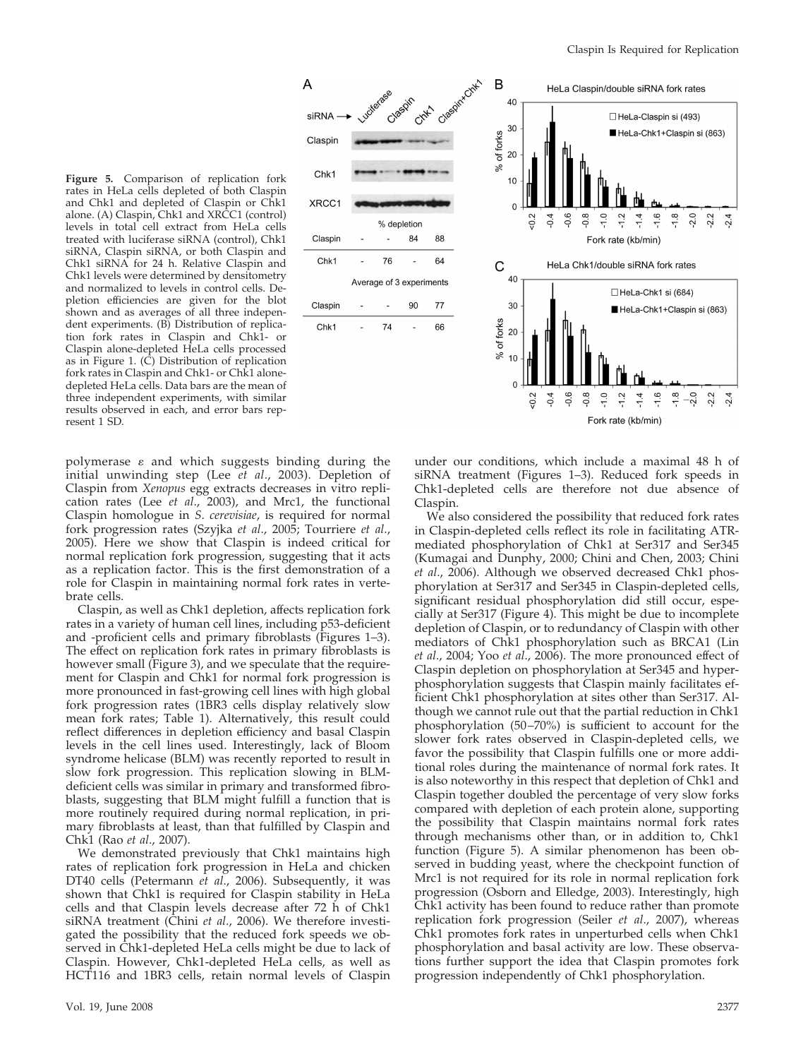**Figure 5.** Comparison of replication fork rates in HeLa cells depleted of both Claspin and Chk1 and depleted of Claspin or Chk1 alone. (A) Claspin, Chk1 and XRCC1 (control) levels in total cell extract from HeLa cells treated with luciferase siRNA (control), Chk1 siRNA, Claspin siRNA, or both Claspin and Chk1 siRNA for 24 h. Relative Claspin and Chk1 levels were determined by densitometry and normalized to levels in control cells. Depletion efficiencies are given for the blot shown and as averages of all three independent experiments. (B) Distribution of replication fork rates in Claspin and Chk1- or Claspin alone-depleted HeLa cells processed as in Figure 1. (C) Distribution of replication fork rates in Claspin and Chk1- or Chk1 alone-depleted HeLa cells. Data bars are the mean of three independent experiments, with similar results observed in each, and error bars represent 1 SD.

| % depletion | Luciferase | Chk1 | Claspin | Claspin+Chk1 |
|---|---|---|---|---|
| Claspin | - | - | 84 | 88 |
| Chk1 | - | 76 | - | 64 |
| Average of 3 experiments | | | | |
| Claspin | - | - | 90 | 77 |
| Chk1 | - | 74 | - | 66 |

polymerase ε and which suggests binding during the initial unwinding step (Lee *et al.*, 2003). Depletion of Claspin from *Xenopus* egg extracts decreases in vitro replication rates (Lee *et al.*, 2003), and Mrc1, the functional Claspin homologue in *S. cerevisiae*, is required for normal fork progression rates (Szyjka *et al.*, 2005; Tourriere *et al.*, 2005). Here we show that Claspin is indeed critical for normal replication fork progression, suggesting that it acts as a replication factor. This is the first demonstration of a role for Claspin in maintaining normal fork rates in vertebrate cells.

Claspin, as well as Chk1 depletion, affects replication fork rates in a variety of human cell lines, including p53-deficient and -proficient cells and primary fibroblasts (Figures 1–3). The effect on replication fork rates in primary fibroblasts is however small (Figure 3), and we speculate that the requirement for Claspin and Chk1 for normal fork progression is more pronounced in fast-growing cell lines with high global fork progression rates (1BR3 cells display relatively slow mean fork rates; Table 1). Alternatively, this result could reflect differences in depletion efficiency and basal Claspin levels in the cell lines used. Interestingly, lack of Bloom syndrome helicase (BLM) was recently reported to result in slow fork progression. This replication slowing in BLM-deficient cells was similar in primary and transformed fibroblasts, suggesting that BLM might fulfill a function that is more routinely required during normal replication, in primary fibroblasts at least, than that fulfilled by Claspin and Chk1 (Rao *et al.*, 2007).

We demonstrated previously that Chk1 maintains high rates of replication fork progression in HeLa and chicken DT40 cells (Petermann *et al.*, 2006). Subsequently, it was shown that Chk1 is required for Claspin stability in HeLa cells and that Claspin levels decrease after 72 h of Chk1 siRNA treatment (Chini *et al.*, 2006). We therefore investigated the possibility that the reduced fork speeds we observed in Chk1-depleted HeLa cells might be due to lack of Claspin. However, Chk1-depleted HeLa cells, as well as HCT116 and 1BR3 cells, retain normal levels of Claspin under our conditions, which include a maximal 48 h of siRNA treatment (Figures 1–3). Reduced fork speeds in Chk1-depleted cells are therefore not due absence of Claspin.

We also considered the possibility that reduced fork rates in Claspin-depleted cells reflect its role in facilitating ATR-mediated phosphorylation of Chk1 at Ser317 and Ser345 (Kumagai and Dunphy, 2000; Chini and Chen, 2003; Chini *et al.*, 2006). Although we observed decreased Chk1 phosphorylation at Ser317 and Ser345 in Claspin-depleted cells, significant residual phosphorylation did still occur, especially at Ser317 (Figure 4). This might be due to incomplete depletion of Claspin, or to redundancy of Claspin with other mediators of Chk1 phosphorylation such as BRCA1 (Lin *et al.*, 2004; Yoo *et al.*, 2006). The more pronounced effect of Claspin depletion on phosphorylation at Ser345 and hyperphosphorylation suggests that Claspin mainly facilitates efficient Chk1 phosphorylation at sites other than Ser317. Although we cannot rule out that the partial reduction in Chk1 phosphorylation (50–70%) is sufficient to account for the slower fork rates observed in Claspin-depleted cells, we favor the possibility that Claspin fulfills one or more additional roles during the maintenance of normal fork rates. It is also noteworthy in this respect that depletion of Chk1 and Claspin together doubled the percentage of very slow forks compared with depletion of each protein alone, supporting the possibility that Claspin maintains normal fork rates through mechanisms other than, or in addition to, Chk1 function (Figure 5). A similar phenomenon has been observed in budding yeast, where the checkpoint function of Mrc1 is not required for its role in normal replication fork progression (Osborn and Elledge, 2003). Interestingly, high Chk1 activity has been found to reduce rather than promote replication fork progression (Seiler *et al.*, 2007), whereas Chk1 promotes fork rates in unperturbed cells when Chk1 phosphorylation and basal activity are low. These observations further support the idea that Claspin promotes fork progression independently of Chk1 phosphorylation.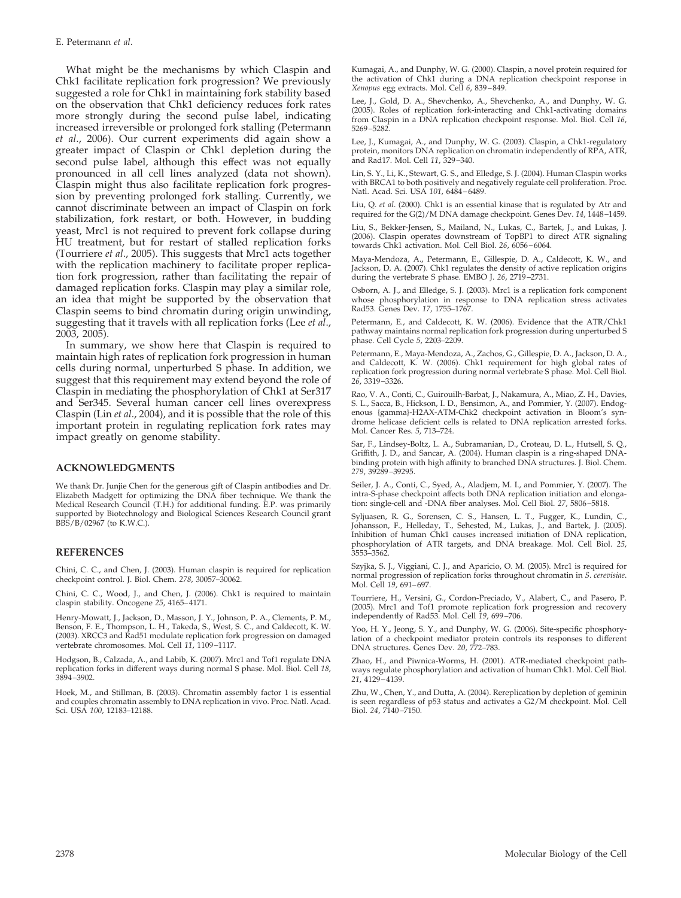What might be the mechanisms by which Claspin and Chk1 facilitate replication fork progression? We previously suggested a role for Chk1 in maintaining fork stability based on the observation that Chk1 deficiency reduces fork rates more strongly during the second pulse label, indicating increased irreversible or prolonged fork stalling (Petermann *et al*., 2006). Our current experiments did again show a greater impact of Claspin or Chk1 depletion during the second pulse label, although this effect was not equally pronounced in all cell lines analyzed (data not shown). Claspin might thus also facilitate replication fork progression by preventing prolonged fork stalling. Currently, we cannot discriminate between an impact of Claspin on fork stabilization, fork restart, or both. However, in budding yeast, Mrc1 is not required to prevent fork collapse during HU treatment, but for restart of stalled replication forks (Tourriere *et al*., 2005). This suggests that Mrc1 acts together with the replication machinery to facilitate proper replication fork progression, rather than facilitating the repair of damaged replication forks. Claspin may play a similar role, an idea that might be supported by the observation that Claspin seems to bind chromatin during origin unwinding, suggesting that it travels with all replication forks (Lee *et al*., 2003, 2005).

In summary, we show here that Claspin is required to maintain high rates of replication fork progression in human cells during normal, unperturbed S phase. In addition, we suggest that this requirement may extend beyond the role of Claspin in mediating the phosphorylation of Chk1 at Ser317 and Ser345. Several human cancer cell lines overexpress Claspin (Lin *et al*., 2004), and it is possible that the role of this important protein in regulating replication fork rates may impact greatly on genome stability.

## ACKNOWLEDGMENTS

We thank Dr. Junjie Chen for the generous gift of Claspin antibodies and Dr. Elizabeth Madgett for optimizing the DNA fiber technique. We thank the Medical Research Council (T.H.) for additional funding. E.P. was primarily supported by Biotechnology and Biological Sciences Research Council grant BBS/B/02967 (to K.W.C.).

## REFERENCES

Chini, C. C., and Chen, J. (2003). Human claspin is required for replication checkpoint control. J. Biol. Chem. *278*, 30057–30062.

Chini, C. C., Wood, J., and Chen, J. (2006). Chk1 is required to maintain claspin stability. Oncogene *25*, 4165–4171.

Henry-Mowatt, J., Jackson, D., Masson, J. Y., Johnson, P. A., Clements, P. M., Benson, F. E., Thompson, L. H., Takeda, S., West, S. C., and Caldecott, K. W. (2003). XRCC3 and Rad51 modulate replication fork progression on damaged vertebrate chromosomes. Mol. Cell *11*, 1109–1117.

Hodgson, B., Calzada, A., and Labib, K. (2007). Mrc1 and Tof1 regulate DNA replication forks in different ways during normal S phase. Mol. Biol. Cell *18*, 3894–3902.

Hoek, M., and Stillman, B. (2003). Chromatin assembly factor 1 is essential and couples chromatin assembly to DNA replication in vivo. Proc. Natl. Acad. Sci. USA *100*, 12183–12188.

Kumagai, A., and Dunphy, W. G. (2000). Claspin, a novel protein required for the activation of Chk1 during a DNA replication checkpoint response in *Xenopus* egg extracts. Mol. Cell *6*, 839–849.

Lee, J., Gold, D. A., Shevchenko, A., Shevchenko, A., and Dunphy, W. G. (2005). Roles of replication fork-interacting and Chk1-activating domains from Claspin in a DNA replication checkpoint response. Mol. Biol. Cell *16*, 5269–5282.

Lee, J., Kumagai, A., and Dunphy, W. G. (2003). Claspin, a Chk1-regulatory protein, monitors DNA replication on chromatin independently of RPA, ATR, and Rad17. Mol. Cell *11*, 329–340.

Lin, S. Y., Li, K., Stewart, G. S., and Elledge, S. J. (2004). Human Claspin works with BRCA1 to both positively and negatively regulate cell proliferation. Proc. Natl. Acad. Sci. USA *101*, 6484–6489.

Liu, Q. *et al*. (2000). Chk1 is an essential kinase that is regulated by Atr and required for the G(2)/M DNA damage checkpoint. Genes Dev. *14*, 1448–1459.

Liu, S., Bekker-Jensen, S., Mailand, N., Lukas, C., Bartek, J., and Lukas, J. (2006). Claspin operates downstream of TopBP1 to direct ATR signaling towards Chk1 activation. Mol. Cell Biol. *26*, 6056–6064.

Maya-Mendoza, A., Petermann, E., Gillespie, D. A., Caldecott, K. W., and Jackson, D. A. (2007). Chk1 regulates the density of active replication origins during the vertebrate S phase. EMBO J. *26*, 2719–2731.

Osborn, A. J., and Elledge, S. J. (2003). Mrc1 is a replication fork component whose phosphorylation in response to DNA replication stress activates Rad53. Genes Dev. *17*, 1755–1767.

Petermann, E., and Caldecott, K. W. (2006). Evidence that the ATR/Chk1 pathway maintains normal replication fork progression during unperturbed S phase. Cell Cycle *5*, 2203–2209.

Petermann, E., Maya-Mendoza, A., Zachos, G., Gillespie, D. A., Jackson, D. A., and Caldecott, K. W. (2006). Chk1 requirement for high global rates of replication fork progression during normal vertebrate S phase. Mol. Cell Biol. *26*, 3319–3326.

Rao, V. A., Conti, C., Guirouilh-Barbat, J., Nakamura, A., Miao, Z. H., Davies, S. L., Sacca, B., Hickson, I. D., Bensimon, A., and Pommier, Y. (2007). Endogenous {gamma}-H2AX-ATM-Chk2 checkpoint activation in Bloom's syndrome helicase deficient cells is related to DNA replication arrested forks. Mol. Cancer Res. *5*, 713–724.

Sar, F., Lindsey-Boltz, L. A., Subramanian, D., Croteau, D. L., Hutsell, S. Q., Griffith, J. D., and Sancar, A. (2004). Human claspin is a ring-shaped DNA-binding protein with high affinity to branched DNA structures. J. Biol. Chem. *279*, 39289–39295.

Seiler, J. A., Conti, C., Syed, A., Aladjem, M. I., and Pommier, Y. (2007). The intra-S-phase checkpoint affects both DNA replication initiation and elongation: single-cell and -DNA fiber analyses. Mol. Cell Biol. *27*, 5806–5818.

Syljuasen, R. G., Sorensen, C. S., Hansen, L. T., Fugger, K., Lundin, C., Johansson, F., Helleday, T., Sehested, M., Lukas, J., and Bartek, J. (2005). Inhibition of human Chk1 causes increased initiation of DNA replication, phosphorylation of ATR targets, and DNA breakage. Mol. Cell Biol. *25*, 3553–3562.

Szyjka, S. J., Viggiani, C. J., and Aparicio, O. M. (2005). Mrc1 is required for normal progression of replication forks throughout chromatin in *S. cerevisiae*. Mol. Cell *19*, 691–697.

Tourriere, H., Versini, G., Cordon-Preciado, V., Alabert, C., and Pasero, P. (2005). Mrc1 and Tof1 promote replication fork progression and recovery independently of Rad53. Mol. Cell *19*, 699–706.

Yoo, H. Y., Jeong, S. Y., and Dunphy, W. G. (2006). Site-specific phosphorylation of a checkpoint mediator protein controls its responses to different DNA structures. Genes Dev. *20*, 772–783.

Zhao, H., and Piwnica-Worms, H. (2001). ATR-mediated checkpoint pathways regulate phosphorylation and activation of human Chk1. Mol. Cell Biol. *21*, 4129–4139.

Zhu, W., Chen, Y., and Dutta, A. (2004). Rereplication by depletion of geminin is seen regardless of p53 status and activates a G2/M checkpoint. Mol. Cell Biol. *24*, 7140–7150.